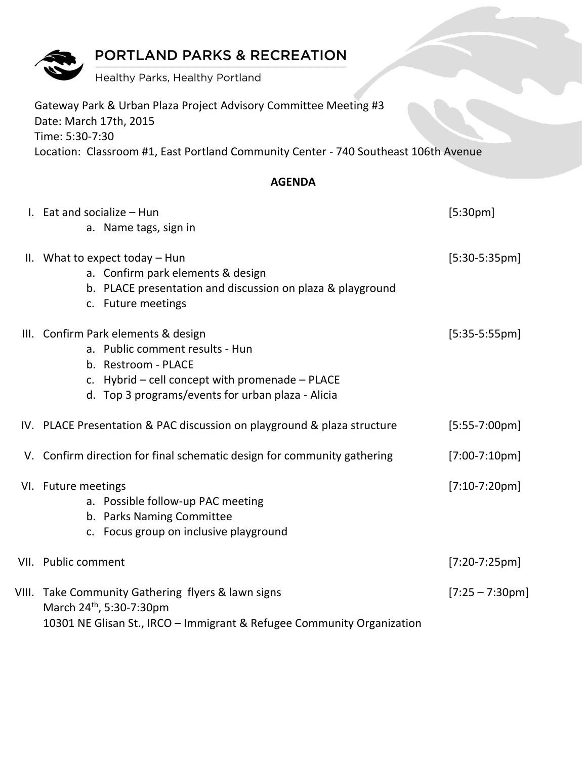# PORTLAND PARKS & RECREATION

Healthy Parks, Healthy Portland

Gateway Park & Urban Plaza Project Advisory Committee Meeting #3
Date: March 17th, 2015
Time: 5:30-7:30
Location: Classroom #1, East Portland Community Center - 740 Southeast 106th Avenue

## AGENDA

I. Eat and socialize – Hun [5:30pm]
   a. Name tags, sign in

II. What to expect today – Hun [5:30-5:35pm]
   a. Confirm park elements & design
   b. PLACE presentation and discussion on plaza & playground
   c. Future meetings

III. Confirm Park elements & design [5:35-5:55pm]
   a. Public comment results - Hun
   b. Restroom - PLACE
   c. Hybrid – cell concept with promenade – PLACE
   d. Top 3 programs/events for urban plaza - Alicia

IV. PLACE Presentation & PAC discussion on playground & plaza structure [5:55-7:00pm]

V. Confirm direction for final schematic design for community gathering [7:00-7:10pm]

VI. Future meetings [7:10-7:20pm]
   a. Possible follow-up PAC meeting
   b. Parks Naming Committee
   c. Focus group on inclusive playground

VII. Public comment [7:20-7:25pm]

VIII. Take Community Gathering flyers & lawn signs [7:25 – 7:30pm]
March 24th, 5:30-7:30pm
10301 NE Glisan St., IRCO – Immigrant & Refugee Community Organization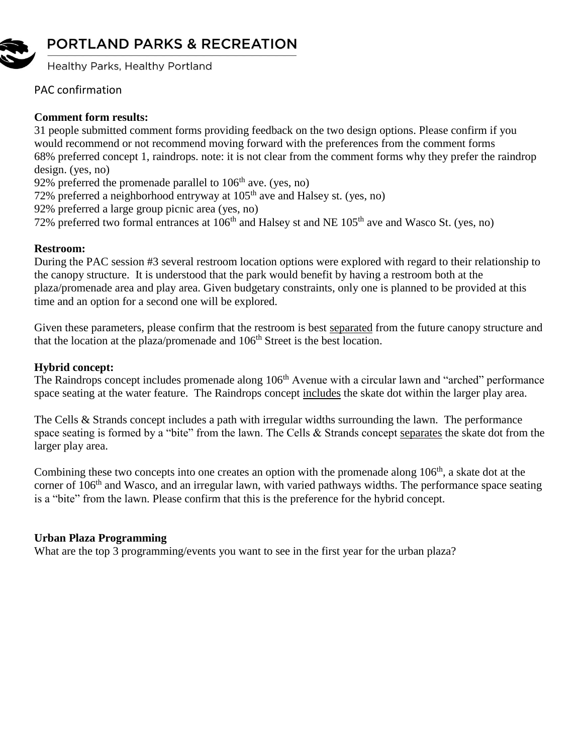PORTLAND PARKS & RECREATION

Healthy Parks, Healthy Portland

PAC confirmation

**Comment form results:**

31 people submitted comment forms providing feedback on the two design options. Please confirm if you would recommend or not recommend moving forward with the preferences from the comment forms

68% preferred concept 1, raindrops. note: it is not clear from the comment forms why they prefer the raindrop design. (yes, no)

92% preferred the promenade parallel to 106th ave. (yes, no)

72% preferred a neighborhood entryway at 105th ave and Halsey st. (yes, no)

92% preferred a large group picnic area (yes, no)

72% preferred two formal entrances at 106th and Halsey st and NE 105th ave and Wasco St. (yes, no)

**Restroom:**

During the PAC session #3 several restroom location options were explored with regard to their relationship to the canopy structure. It is understood that the park would benefit by having a restroom both at the plaza/promenade area and play area. Given budgetary constraints, only one is planned to be provided at this time and an option for a second one will be explored.

Given these parameters, please confirm that the restroom is best <u>separated</u> from the future canopy structure and that the location at the plaza/promenade and 106th Street is the best location.

**Hybrid concept:**

The Raindrops concept includes promenade along 106th Avenue with a circular lawn and "arched" performance space seating at the water feature. The Raindrops concept <u>includes</u> the skate dot within the larger play area.

The Cells & Strands concept includes a path with irregular widths surrounding the lawn. The performance space seating is formed by a "bite" from the lawn. The Cells & Strands concept <u>separates</u> the skate dot from the larger play area.

Combining these two concepts into one creates an option with the promenade along 106th, a skate dot at the corner of 106th and Wasco, and an irregular lawn, with varied pathways widths. The performance space seating is a "bite" from the lawn. Please confirm that this is the preference for the hybrid concept.

**Urban Plaza Programming**

What are the top 3 programming/events you want to see in the first year for the urban plaza?